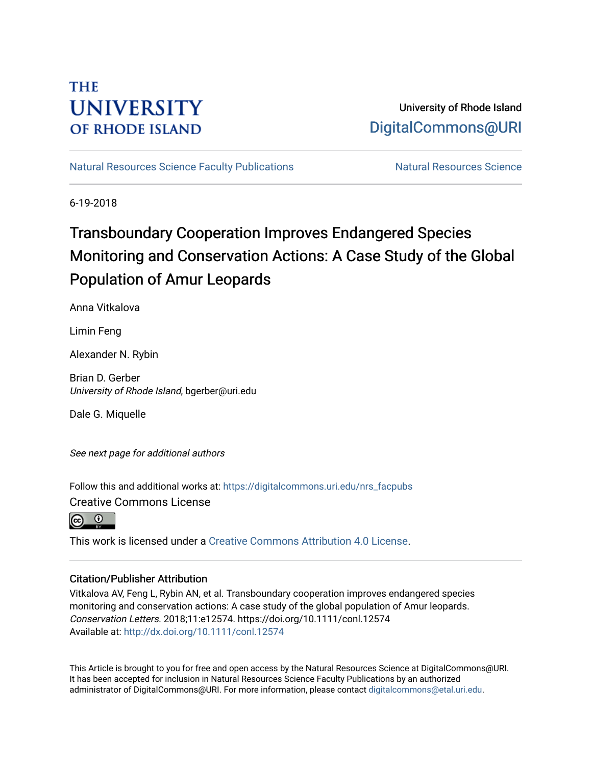THE UNIVERSITY OF RHODE ISLAND

University of Rhode Island
DigitalCommons@URI

Natural Resources Science Faculty Publications

Natural Resources Science

6-19-2018

# Transboundary Cooperation Improves Endangered Species Monitoring and Conservation Actions: A Case Study of the Global Population of Amur Leopards

Anna Vitkalova

Limin Feng

Alexander N. Rybin

Brian D. Gerber
*University of Rhode Island*, bgerber@uri.edu

Dale G. Miquelle

*See next page for additional authors*

Follow this and additional works at: https://digitalcommons.uri.edu/nrs_facpubs

Creative Commons License

This work is licensed under a Creative Commons Attribution 4.0 License.

## Citation/Publisher Attribution

Vitkalova AV, Feng L, Rybin AN, et al. Transboundary cooperation improves endangered species monitoring and conservation actions: A case study of the global population of Amur leopards. *Conservation Letters*. 2018;11:e12574. https://doi.org/10.1111/conl.12574
Available at: http://dx.doi.org/10.1111/conl.12574

This Article is brought to you for free and open access by the Natural Resources Science at DigitalCommons@URI. It has been accepted for inclusion in Natural Resources Science Faculty Publications by an authorized administrator of DigitalCommons@URI. For more information, please contact digitalcommons@etal.uri.edu.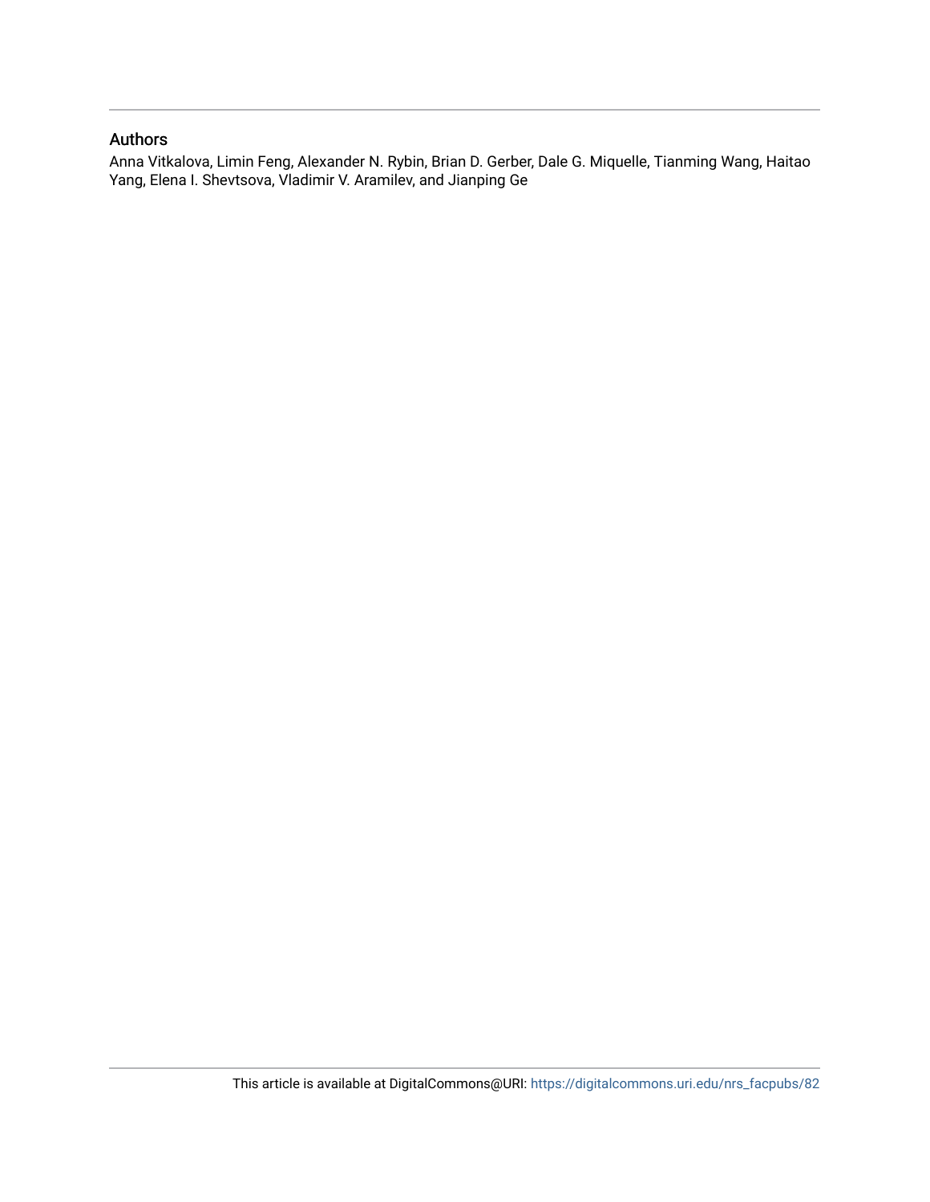## Authors

Anna Vitkalova, Limin Feng, Alexander N. Rybin, Brian D. Gerber, Dale G. Miquelle, Tianming Wang, Haitao Yang, Elena I. Shevtsova, Vladimir V. Aramilev, and Jianping Ge

This article is available at DigitalCommons@URI: https://digitalcommons.uri.edu/nrs_facpubs/82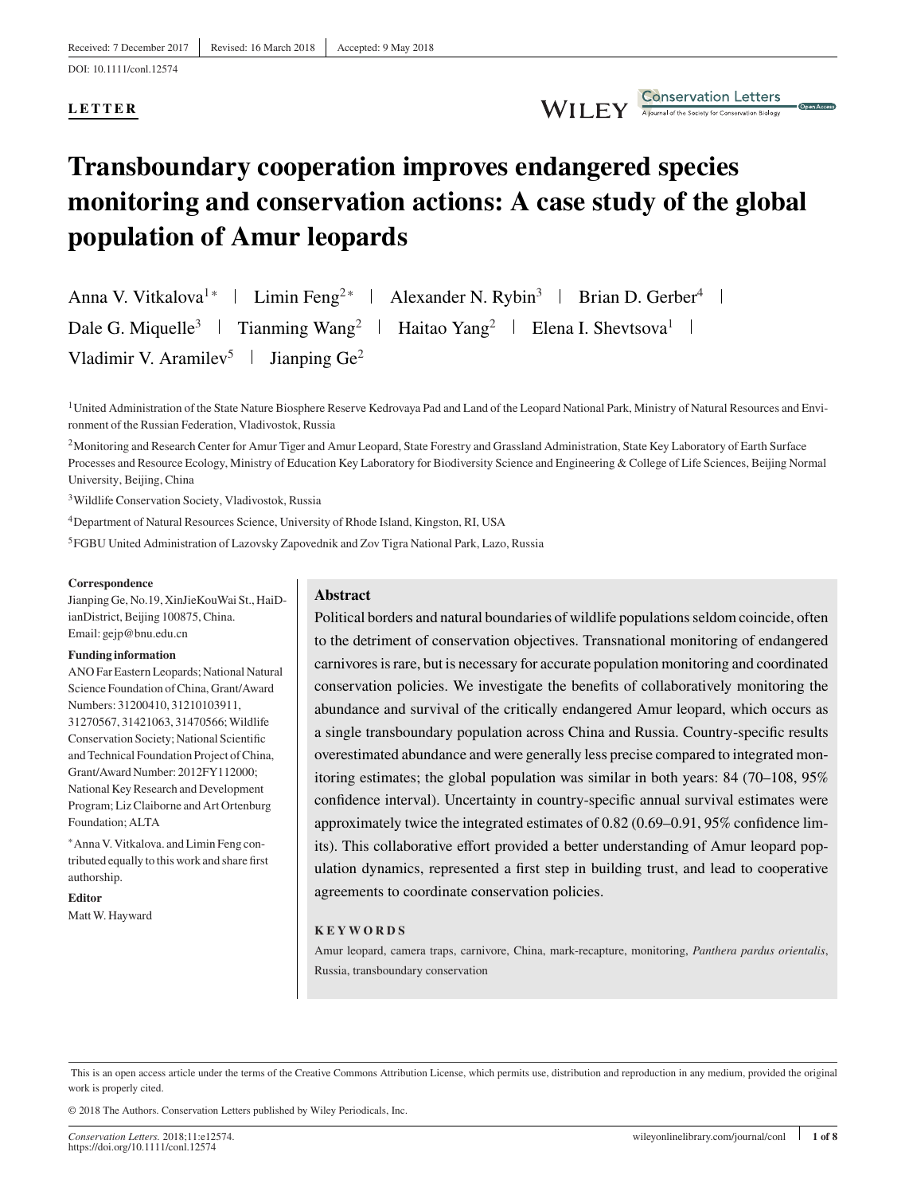Received: 7 December 2017 | Revised: 16 March 2018 | Accepted: 9 May 2018

DOI: 10.1111/conl.12574

**LETTER**

# Transboundary cooperation improves endangered species monitoring and conservation actions: A case study of the global population of Amur leopards

Anna V. Vitkalova[1]* | Limin Feng[2]* | Alexander N. Rybin[3] | Brian D. Gerber[4] | Dale G. Miquelle[3] | Tianming Wang[2] | Haitao Yang[2] | Elena I. Shevtsova[1] | Vladimir V. Aramilev[5] | Jianping Ge[2]

[1]United Administration of the State Nature Biosphere Reserve Kedrovaya Pad and Land of the Leopard National Park, Ministry of Natural Resources and Environment of the Russian Federation, Vladivostok, Russia

[2]Monitoring and Research Center for Amur Tiger and Amur Leopard, State Forestry and Grassland Administration, State Key Laboratory of Earth Surface Processes and Resource Ecology, Ministry of Education Key Laboratory for Biodiversity Science and Engineering & College of Life Sciences, Beijing Normal University, Beijing, China

[3]Wildlife Conservation Society, Vladivostok, Russia

[4]Department of Natural Resources Science, University of Rhode Island, Kingston, RI, USA

[5]FGBU United Administration of Lazovsky Zapovednik and Zov Tigra National Park, Lazo, Russia

**Correspondence**
Jianping Ge, No.19, XinJieKouWai St., HaiDianDistrict, Beijing 100875, China.
Email: gejp@bnu.edu.cn

**Funding information**
ANO Far Eastern Leopards; National Natural Science Foundation of China, Grant/Award Numbers: 31200410, 31210103911, 31270567, 31421063, 31470566; Wildlife Conservation Society; National Scientific and Technical Foundation Project of China, Grant/Award Number: 2012FY112000; National Key Research and Development Program; Liz Claiborne and Art Ortenburg Foundation; ALTA

*Anna V. Vitkalova. and Limin Feng contributed equally to this work and share first authorship.

**Editor**
Matt W. Hayward

## Abstract

Political borders and natural boundaries of wildlife populations seldom coincide, often to the detriment of conservation objectives. Transnational monitoring of endangered carnivores is rare, but is necessary for accurate population monitoring and coordinated conservation policies. We investigate the benefits of collaboratively monitoring the abundance and survival of the critically endangered Amur leopard, which occurs as a single transboundary population across China and Russia. Country-specific results overestimated abundance and were generally less precise compared to integrated monitoring estimates; the global population was similar in both years: 84 (70–108, 95% confidence interval). Uncertainty in country-specific annual survival estimates were approximately twice the integrated estimates of 0.82 (0.69–0.91, 95% confidence limits). This collaborative effort provided a better understanding of Amur leopard population dynamics, represented a first step in building trust, and lead to cooperative agreements to coordinate conservation policies.

**KEYWORDS**

Amur leopard, camera traps, carnivore, China, mark-recapture, monitoring, *Panthera pardus orientalis*, Russia, transboundary conservation

This is an open access article under the terms of the Creative Commons Attribution License, which permits use, distribution and reproduction in any medium, provided the original work is properly cited.

© 2018 The Authors. Conservation Letters published by Wiley Periodicals, Inc.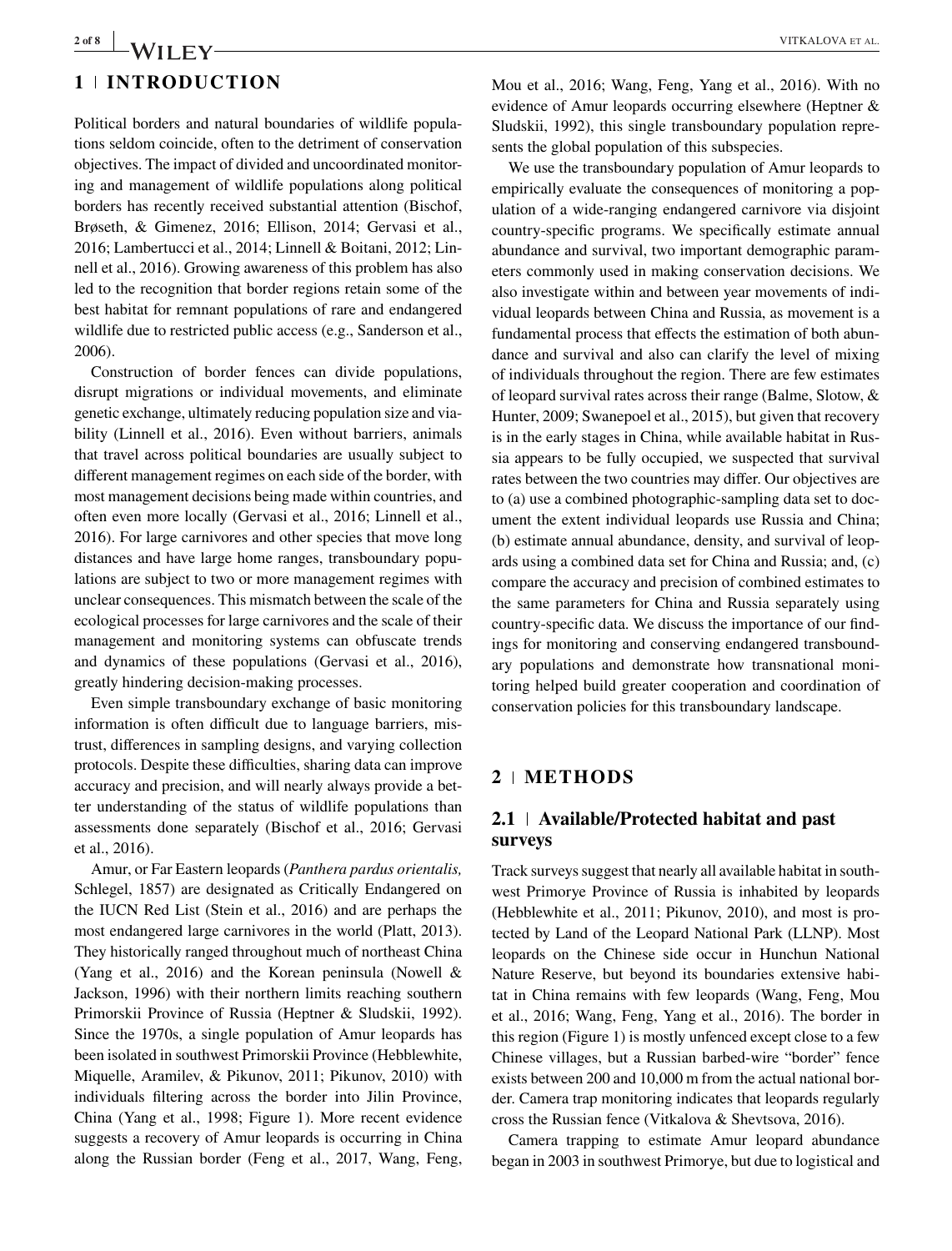## 1 | INTRODUCTION

Political borders and natural boundaries of wildlife populations seldom coincide, often to the detriment of conservation objectives. The impact of divided and uncoordinated monitoring and management of wildlife populations along political borders has recently received substantial attention (Bischof, Brøseth, & Gimenez, 2016; Ellison, 2014; Gervasi et al., 2016; Lambertucci et al., 2014; Linnell & Boitani, 2012; Linnell et al., 2016). Growing awareness of this problem has also led to the recognition that border regions retain some of the best habitat for remnant populations of rare and endangered wildlife due to restricted public access (e.g., Sanderson et al., 2006).

Construction of border fences can divide populations, disrupt migrations or individual movements, and eliminate genetic exchange, ultimately reducing population size and viability (Linnell et al., 2016). Even without barriers, animals that travel across political boundaries are usually subject to different management regimes on each side of the border, with most management decisions being made within countries, and often even more locally (Gervasi et al., 2016; Linnell et al., 2016). For large carnivores and other species that move long distances and have large home ranges, transboundary populations are subject to two or more management regimes with unclear consequences. This mismatch between the scale of the ecological processes for large carnivores and the scale of their management and monitoring systems can obfuscate trends and dynamics of these populations (Gervasi et al., 2016), greatly hindering decision-making processes.

Even simple transboundary exchange of basic monitoring information is often difficult due to language barriers, mistrust, differences in sampling designs, and varying collection protocols. Despite these difficulties, sharing data can improve accuracy and precision, and will nearly always provide a better understanding of the status of wildlife populations than assessments done separately (Bischof et al., 2016; Gervasi et al., 2016).

Amur, or Far Eastern leopards (*Panthera pardus orientalis,* Schlegel, 1857) are designated as Critically Endangered on the IUCN Red List (Stein et al., 2016) and are perhaps the most endangered large carnivores in the world (Platt, 2013). They historically ranged throughout much of northeast China (Yang et al., 2016) and the Korean peninsula (Nowell & Jackson, 1996) with their northern limits reaching southern Primorskii Province of Russia (Heptner & Sludskii, 1992). Since the 1970s, a single population of Amur leopards has been isolated in southwest Primorskii Province (Hebblewhite, Miquelle, Aramilev, & Pikunov, 2011; Pikunov, 2010) with individuals filtering across the border into Jilin Province, China (Yang et al., 1998; Figure 1). More recent evidence suggests a recovery of Amur leopards is occurring in China along the Russian border (Feng et al., 2017, Wang, Feng, Mou et al., 2016; Wang, Feng, Yang et al., 2016). With no evidence of Amur leopards occurring elsewhere (Heptner & Sludskii, 1992), this single transboundary population represents the global population of this subspecies.

We use the transboundary population of Amur leopards to empirically evaluate the consequences of monitoring a population of a wide-ranging endangered carnivore via disjoint country-specific programs. We specifically estimate annual abundance and survival, two important demographic parameters commonly used in making conservation decisions. We also investigate within and between year movements of individual leopards between China and Russia, as movement is a fundamental process that effects the estimation of both abundance and survival and also can clarify the level of mixing of individuals throughout the region. There are few estimates of leopard survival rates across their range (Balme, Slotow, & Hunter, 2009; Swanepoel et al., 2015), but given that recovery is in the early stages in China, while available habitat in Russia appears to be fully occupied, we suspected that survival rates between the two countries may differ. Our objectives are to (a) use a combined photographic-sampling data set to document the extent individual leopards use Russia and China; (b) estimate annual abundance, density, and survival of leopards using a combined data set for China and Russia; and, (c) compare the accuracy and precision of combined estimates to the same parameters for China and Russia separately using country-specific data. We discuss the importance of our findings for monitoring and conserving endangered transboundary populations and demonstrate how transnational monitoring helped build greater cooperation and coordination of conservation policies for this transboundary landscape.

## 2 | METHODS

### 2.1 | Available/Protected habitat and past surveys

Track surveys suggest that nearly all available habitat in southwest Primorye Province of Russia is inhabited by leopards (Hebblewhite et al., 2011; Pikunov, 2010), and most is protected by Land of the Leopard National Park (LLNP). Most leopards on the Chinese side occur in Hunchun National Nature Reserve, but beyond its boundaries extensive habitat in China remains with few leopards (Wang, Feng, Mou et al., 2016; Wang, Feng, Yang et al., 2016). The border in this region (Figure 1) is mostly unfenced except close to a few Chinese villages, but a Russian barbed-wire "border" fence exists between 200 and 10,000 m from the actual national border. Camera trap monitoring indicates that leopards regularly cross the Russian fence (Vitkalova & Shevtsova, 2016).

Camera trapping to estimate Amur leopard abundance began in 2003 in southwest Primorye, but due to logistical and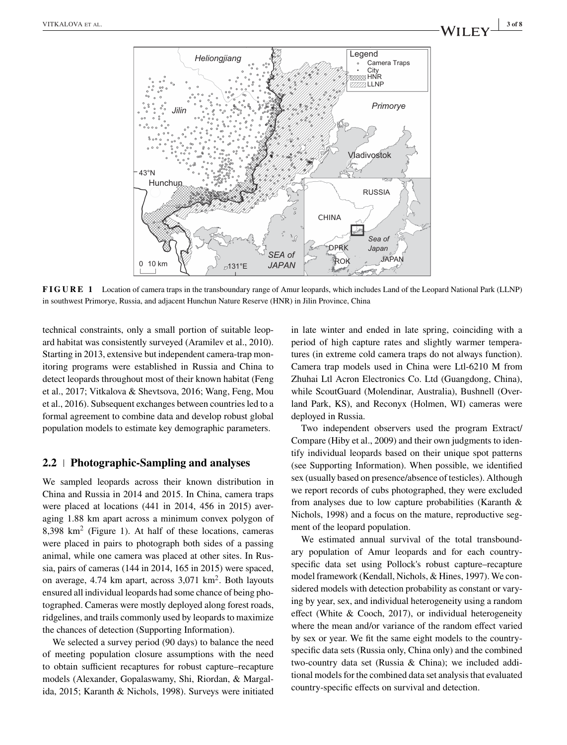**FIGURE 1** Location of camera traps in the transboundary range of Amur leopards, which includes Land of the Leopard National Park (LLNP) in southwest Primorye, Russia, and adjacent Hunchun Nature Reserve (HNR) in Jilin Province, China

technical constraints, only a small portion of suitable leopard habitat was consistently surveyed (Aramilev et al., 2010). Starting in 2013, extensive but independent camera-trap monitoring programs were established in Russia and China to detect leopards throughout most of their known habitat (Feng et al., 2017; Vitkalova & Shevtsova, 2016; Wang, Feng, Mou et al., 2016). Subsequent exchanges between countries led to a formal agreement to combine data and develop robust global population models to estimate key demographic parameters.

## 2.2 | Photographic-Sampling and analyses

We sampled leopards across their known distribution in China and Russia in 2014 and 2015. In China, camera traps were placed at locations (441 in 2014, 456 in 2015) averaging 1.88 km apart across a minimum convex polygon of 8,398 km$^2$ (Figure 1). At half of these locations, cameras were placed in pairs to photograph both sides of a passing animal, while one camera was placed at other sites. In Russia, pairs of cameras (144 in 2014, 165 in 2015) were spaced, on average, 4.74 km apart, across 3,071 km$^2$. Both layouts ensured all individual leopards had some chance of being photographed. Cameras were mostly deployed along forest roads, ridgelines, and trails commonly used by leopards to maximize the chances of detection (Supporting Information).

We selected a survey period (90 days) to balance the need of meeting population closure assumptions with the need to obtain sufficient recaptures for robust capture–recapture models (Alexander, Gopalaswamy, Shi, Riordan, & Margalida, 2015; Karanth & Nichols, 1998). Surveys were initiated in late winter and ended in late spring, coinciding with a period of high capture rates and slightly warmer temperatures (in extreme cold camera traps do not always function). Camera trap models used in China were Ltl-6210 M from Zhuhai Ltl Acron Electronics Co. Ltd (Guangdong, China), while ScoutGuard (Molendinar, Australia), Bushnell (Overland Park, KS), and Reconyx (Holmen, WI) cameras were deployed in Russia.

Two independent observers used the program Extract/Compare (Hiby et al., 2009) and their own judgments to identify individual leopards based on their unique spot patterns (see Supporting Information). When possible, we identified sex (usually based on presence/absence of testicles). Although we report records of cubs photographed, they were excluded from analyses due to low capture probabilities (Karanth & Nichols, 1998) and a focus on the mature, reproductive segment of the leopard population.

We estimated annual survival of the total transboundary population of Amur leopards and for each country-specific data set using Pollock's robust capture–recapture model framework (Kendall, Nichols, & Hines, 1997). We considered models with detection probability as constant or varying by year, sex, and individual heterogeneity using a random effect (White & Cooch, 2017), or individual heterogeneity where the mean and/or variance of the random effect varied by sex or year. We fit the same eight models to the country-specific data sets (Russia only, China only) and the combined two-country data set (Russia & China); we included additional models for the combined data set analysis that evaluated country-specific effects on survival and detection.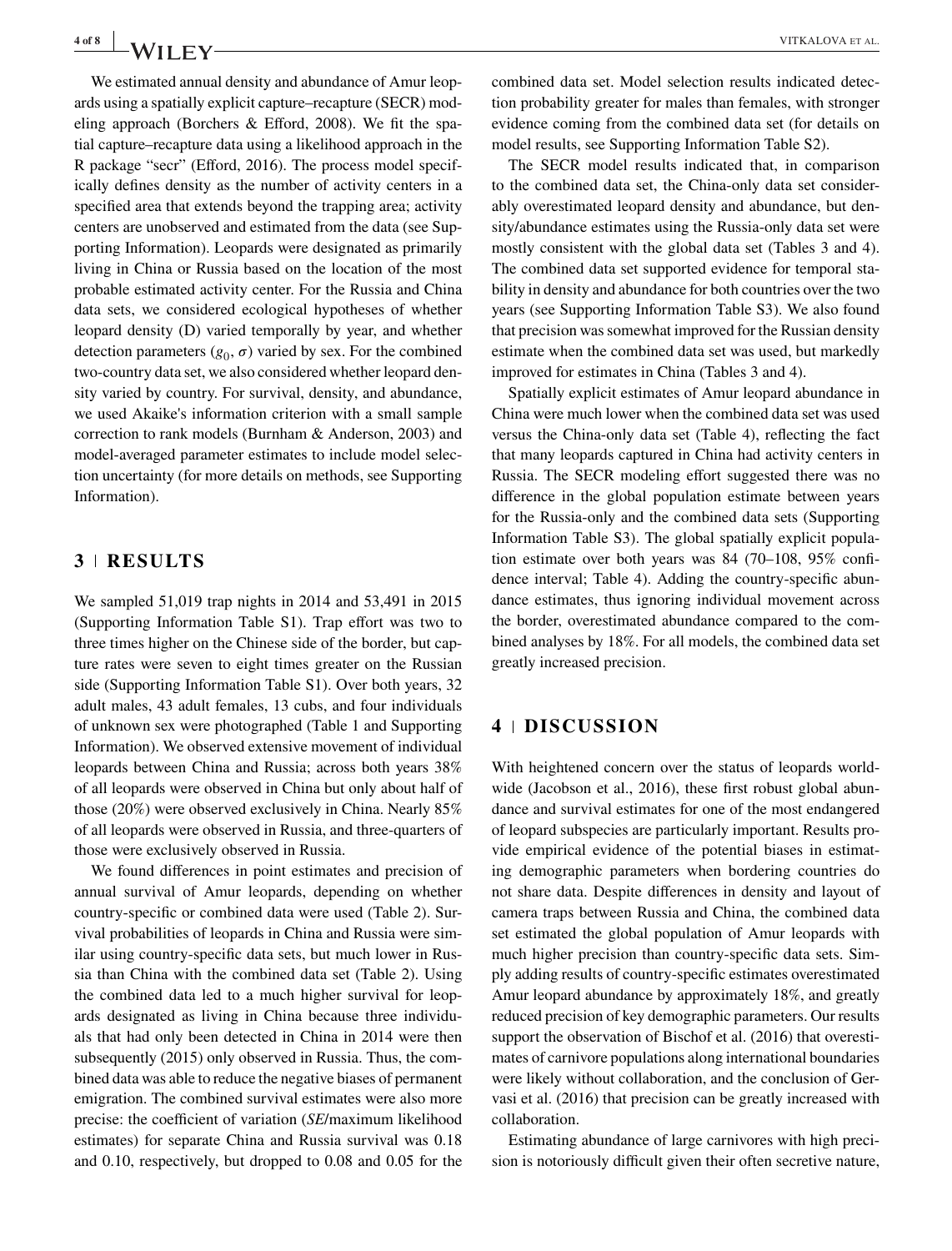We estimated annual density and abundance of Amur leopards using a spatially explicit capture–recapture (SECR) modeling approach (Borchers & Efford, 2008). We fit the spatial capture–recapture data using a likelihood approach in the R package "secr" (Efford, 2016). The process model specifically defines density as the number of activity centers in a specified area that extends beyond the trapping area; activity centers are unobserved and estimated from the data (see Supporting Information). Leopards were designated as primarily living in China or Russia based on the location of the most probable estimated activity center. For the Russia and China data sets, we considered ecological hypotheses of whether leopard density (D) varied temporally by year, and whether detection parameters ($g_0$, $\sigma$) varied by sex. For the combined two-country data set, we also considered whether leopard density varied by country. For survival, density, and abundance, we used Akaike's information criterion with a small sample correction to rank models (Burnham & Anderson, 2003) and model-averaged parameter estimates to include model selection uncertainty (for more details on methods, see Supporting Information).

## 3 | RESULTS

We sampled 51,019 trap nights in 2014 and 53,491 in 2015 (Supporting Information Table S1). Trap effort was two to three times higher on the Chinese side of the border, but capture rates were seven to eight times greater on the Russian side (Supporting Information Table S1). Over both years, 32 adult males, 43 adult females, 13 cubs, and four individuals of unknown sex were photographed (Table 1 and Supporting Information). We observed extensive movement of individual leopards between China and Russia; across both years 38% of all leopards were observed in China but only about half of those (20%) were observed exclusively in China. Nearly 85% of all leopards were observed in Russia, and three-quarters of those were exclusively observed in Russia.

We found differences in point estimates and precision of annual survival of Amur leopards, depending on whether country-specific or combined data were used (Table 2). Survival probabilities of leopards in China and Russia were similar using country-specific data sets, but much lower in Russia than China with the combined data set (Table 2). Using the combined data led to a much higher survival for leopards designated as living in China because three individuals that had only been detected in China in 2014 were then subsequently (2015) only observed in Russia. Thus, the combined data was able to reduce the negative biases of permanent emigration. The combined survival estimates were also more precise: the coefficient of variation (*SE*/maximum likelihood estimates) for separate China and Russia survival was 0.18 and 0.10, respectively, but dropped to 0.08 and 0.05 for the combined data set. Model selection results indicated detection probability greater for males than females, with stronger evidence coming from the combined data set (for details on model results, see Supporting Information Table S2).

The SECR model results indicated that, in comparison to the combined data set, the China-only data set considerably overestimated leopard density and abundance, but density/abundance estimates using the Russia-only data set were mostly consistent with the global data set (Tables 3 and 4). The combined data set supported evidence for temporal stability in density and abundance for both countries over the two years (see Supporting Information Table S3). We also found that precision was somewhat improved for the Russian density estimate when the combined data set was used, but markedly improved for estimates in China (Tables 3 and 4).

Spatially explicit estimates of Amur leopard abundance in China were much lower when the combined data set was used versus the China-only data set (Table 4), reflecting the fact that many leopards captured in China had activity centers in Russia. The SECR modeling effort suggested there was no difference in the global population estimate between years for the Russia-only and the combined data sets (Supporting Information Table S3). The global spatially explicit population estimate over both years was 84 (70–108, 95% confidence interval; Table 4). Adding the country-specific abundance estimates, thus ignoring individual movement across the border, overestimated abundance compared to the combined analyses by 18%. For all models, the combined data set greatly increased precision.

## 4 | DISCUSSION

With heightened concern over the status of leopards worldwide (Jacobson et al., 2016), these first robust global abundance and survival estimates for one of the most endangered of leopard subspecies are particularly important. Results provide empirical evidence of the potential biases in estimating demographic parameters when bordering countries do not share data. Despite differences in density and layout of camera traps between Russia and China, the combined data set estimated the global population of Amur leopards with much higher precision than country-specific data sets. Simply adding results of country-specific estimates overestimated Amur leopard abundance by approximately 18%, and greatly reduced precision of key demographic parameters. Our results support the observation of Bischof et al. (2016) that overestimates of carnivore populations along international boundaries were likely without collaboration, and the conclusion of Gervasi et al. (2016) that precision can be greatly increased with collaboration.

Estimating abundance of large carnivores with high precision is notoriously difficult given their often secretive nature,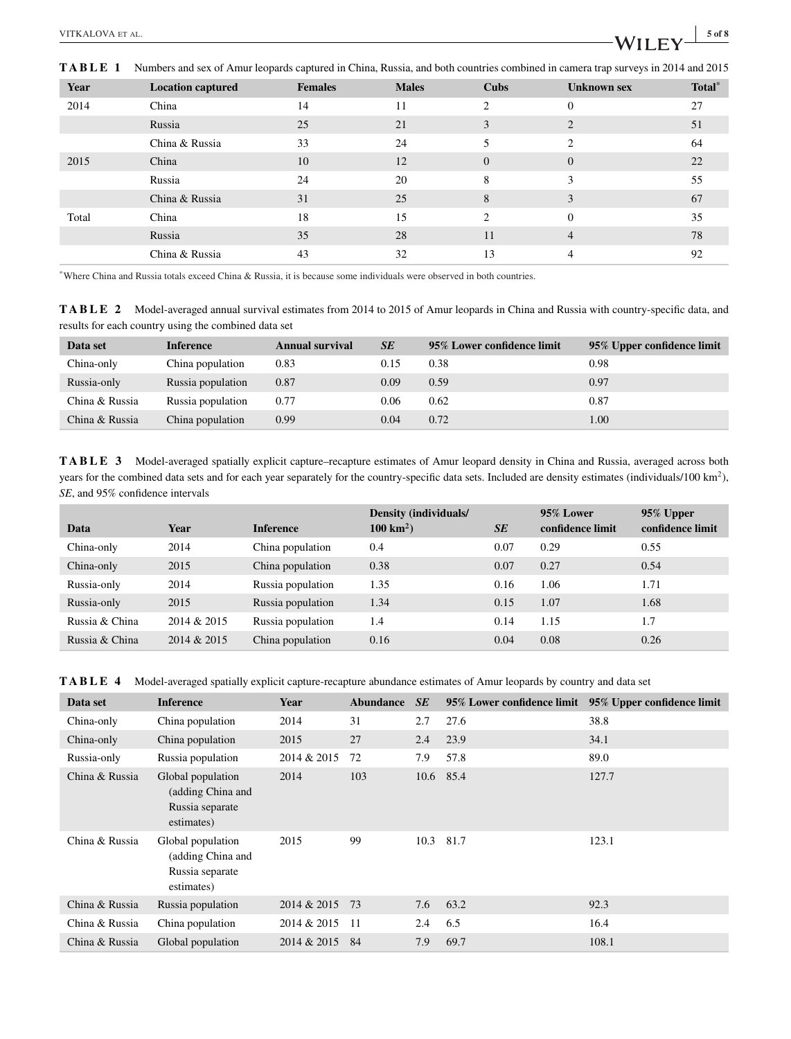**TABLE 1** Numbers and sex of Amur leopards captured in China, Russia, and both countries combined in camera trap surveys in 2014 and 2015

| Year | Location captured | Females | Males | Cubs | Unknown sex | Total* |
|---|---|---|---|---|---|---|
| 2014 | China | 14 | 11 | 2 | 0 | 27 |
| | Russia | 25 | 21 | 3 | 2 | 51 |
| | China & Russia | 33 | 24 | 5 | 2 | 64 |
| 2015 | China | 10 | 12 | 0 | 0 | 22 |
| | Russia | 24 | 20 | 8 | 3 | 55 |
| | China & Russia | 31 | 25 | 8 | 3 | 67 |
| Total | China | 18 | 15 | 2 | 0 | 35 |
| | Russia | 35 | 28 | 11 | 4 | 78 |
| | China & Russia | 43 | 32 | 13 | 4 | 92 |

*Where China and Russia totals exceed China & Russia, it is because some individuals were observed in both countries.

**TABLE 2** Model-averaged annual survival estimates from 2014 to 2015 of Amur leopards in China and Russia with country-specific data, and results for each country using the combined data set

| Data set | Inference | Annual survival | *SE* | 95% Lower confidence limit | 95% Upper confidence limit |
|---|---|---|---|---|---|
| China-only | China population | 0.83 | 0.15 | 0.38 | 0.98 |
| Russia-only | Russia population | 0.87 | 0.09 | 0.59 | 0.97 |
| China & Russia | Russia population | 0.77 | 0.06 | 0.62 | 0.87 |
| China & Russia | China population | 0.99 | 0.04 | 0.72 | 1.00 |

**TABLE 3** Model-averaged spatially explicit capture–recapture estimates of Amur leopard density in China and Russia, averaged across both years for the combined data sets and for each year separately for the country-specific data sets. Included are density estimates (individuals/100 km$^2$), *SE*, and 95% confidence intervals

| Data | Year | Inference | Density (individuals/100 km$^2$) | *SE* | 95% Lower confidence limit | 95% Upper confidence limit |
|---|---|---|---|---|---|---|
| China-only | 2014 | China population | 0.4 | 0.07 | 0.29 | 0.55 |
| China-only | 2015 | China population | 0.38 | 0.07 | 0.27 | 0.54 |
| Russia-only | 2014 | Russia population | 1.35 | 0.16 | 1.06 | 1.71 |
| Russia-only | 2015 | Russia population | 1.34 | 0.15 | 1.07 | 1.68 |
| Russia & China | 2014 & 2015 | Russia population | 1.4 | 0.14 | 1.15 | 1.7 |
| Russia & China | 2014 & 2015 | China population | 0.16 | 0.04 | 0.08 | 0.26 |

**TABLE 4** Model-averaged spatially explicit capture-recapture abundance estimates of Amur leopards by country and data set

| Data set | Inference | Year | Abundance | *SE* | 95% Lower confidence limit | 95% Upper confidence limit |
|---|---|---|---|---|---|---|
| China-only | China population | 2014 | 31 | 2.7 | 27.6 | 38.8 |
| China-only | China population | 2015 | 27 | 2.4 | 23.9 | 34.1 |
| Russia-only | Russia population | 2014 & 2015 | 72 | 7.9 | 57.8 | 89.0 |
| China & Russia | Global population (adding China and Russia separate estimates) | 2014 | 103 | 10.6 | 85.4 | 127.7 |
| China & Russia | Global population (adding China and Russia separate estimates) | 2015 | 99 | 10.3 | 81.7 | 123.1 |
| China & Russia | Russia population | 2014 & 2015 | 73 | 7.6 | 63.2 | 92.3 |
| China & Russia | China population | 2014 & 2015 | 11 | 2.4 | 6.5 | 16.4 |
| China & Russia | Global population | 2014 & 2015 | 84 | 7.9 | 69.7 | 108.1 |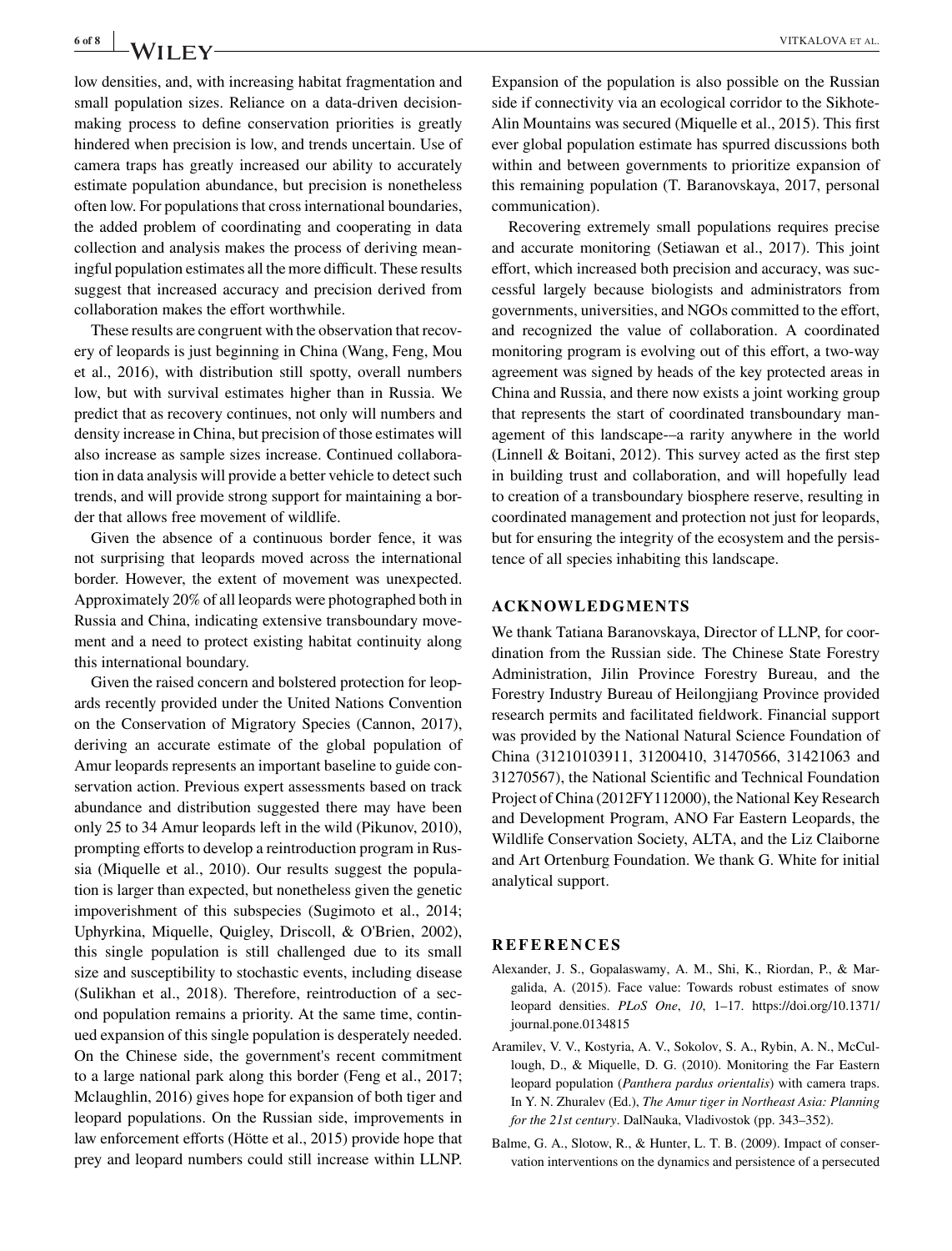low densities, and, with increasing habitat fragmentation and small population sizes. Reliance on a data-driven decision-making process to define conservation priorities is greatly hindered when precision is low, and trends uncertain. Use of camera traps has greatly increased our ability to accurately estimate population abundance, but precision is nonetheless often low. For populations that cross international boundaries, the added problem of coordinating and cooperating in data collection and analysis makes the process of deriving meaningful population estimates all the more difficult. These results suggest that increased accuracy and precision derived from collaboration makes the effort worthwhile.

These results are congruent with the observation that recovery of leopards is just beginning in China (Wang, Feng, Mou et al., 2016), with distribution still spotty, overall numbers low, but with survival estimates higher than in Russia. We predict that as recovery continues, not only will numbers and density increase in China, but precision of those estimates will also increase as sample sizes increase. Continued collaboration in data analysis will provide a better vehicle to detect such trends, and will provide strong support for maintaining a border that allows free movement of wildlife.

Given the absence of a continuous border fence, it was not surprising that leopards moved across the international border. However, the extent of movement was unexpected. Approximately 20% of all leopards were photographed both in Russia and China, indicating extensive transboundary movement and a need to protect existing habitat continuity along this international boundary.

Given the raised concern and bolstered protection for leopards recently provided under the United Nations Convention on the Conservation of Migratory Species (Cannon, 2017), deriving an accurate estimate of the global population of Amur leopards represents an important baseline to guide conservation action. Previous expert assessments based on track abundance and distribution suggested there may have been only 25 to 34 Amur leopards left in the wild (Pikunov, 2010), prompting efforts to develop a reintroduction program in Russia (Miquelle et al., 2010). Our results suggest the population is larger than expected, but nonetheless given the genetic impoverishment of this subspecies (Sugimoto et al., 2014; Uphyrkina, Miquelle, Quigley, Driscoll, & O'Brien, 2002), this single population is still challenged due to its small size and susceptibility to stochastic events, including disease (Sulikhan et al., 2018). Therefore, reintroduction of a second population remains a priority. At the same time, continued expansion of this single population is desperately needed. On the Chinese side, the government's recent commitment to a large national park along this border (Feng et al., 2017; Mclaughlin, 2016) gives hope for expansion of both tiger and leopard populations. On the Russian side, improvements in law enforcement efforts (Hötte et al., 2015) provide hope that prey and leopard numbers could still increase within LLNP. Expansion of the population is also possible on the Russian side if connectivity via an ecological corridor to the Sikhote-Alin Mountains was secured (Miquelle et al., 2015). This first ever global population estimate has spurred discussions both within and between governments to prioritize expansion of this remaining population (T. Baranovskaya, 2017, personal communication).

Recovering extremely small populations requires precise and accurate monitoring (Setiawan et al., 2017). This joint effort, which increased both precision and accuracy, was successful largely because biologists and administrators from governments, universities, and NGOs committed to the effort, and recognized the value of collaboration. A coordinated monitoring program is evolving out of this effort, a two-way agreement was signed by heads of the key protected areas in China and Russia, and there now exists a joint working group that represents the start of coordinated transboundary management of this landscape-–a rarity anywhere in the world (Linnell & Boitani, 2012). This survey acted as the first step in building trust and collaboration, and will hopefully lead to creation of a transboundary biosphere reserve, resulting in coordinated management and protection not just for leopards, but for ensuring the integrity of the ecosystem and the persistence of all species inhabiting this landscape.

## ACKNOWLEDGMENTS

We thank Tatiana Baranovskaya, Director of LLNP, for coordination from the Russian side. The Chinese State Forestry Administration, Jilin Province Forestry Bureau, and the Forestry Industry Bureau of Heilongjiang Province provided research permits and facilitated fieldwork. Financial support was provided by the National Natural Science Foundation of China (31210103911, 31200410, 31470566, 31421063 and 31270567), the National Scientific and Technical Foundation Project of China (2012FY112000), the National Key Research and Development Program, ANO Far Eastern Leopards, the Wildlife Conservation Society, ALTA, and the Liz Claiborne and Art Ortenburg Foundation. We thank G. White for initial analytical support.

## REFERENCES

Alexander, J. S., Gopalaswamy, A. M., Shi, K., Riordan, P., & Margalida, A. (2015). Face value: Towards robust estimates of snow leopard densities. *PLoS One*, *10*, 1–17. https://doi.org/10.1371/journal.pone.0134815

Aramilev, V. V., Kostyria, A. V., Sokolov, S. A., Rybin, A. N., McCullough, D., & Miquelle, D. G. (2010). Monitoring the Far Eastern leopard population (*Panthera pardus orientalis*) with camera traps. In Y. N. Zhuralev (Ed.), *The Amur tiger in Northeast Asia: Planning for the 21st century*. DalNauka, Vladivostok (pp. 343–352).

Balme, G. A., Slotow, R., & Hunter, L. T. B. (2009). Impact of conservation interventions on the dynamics and persistence of a persecuted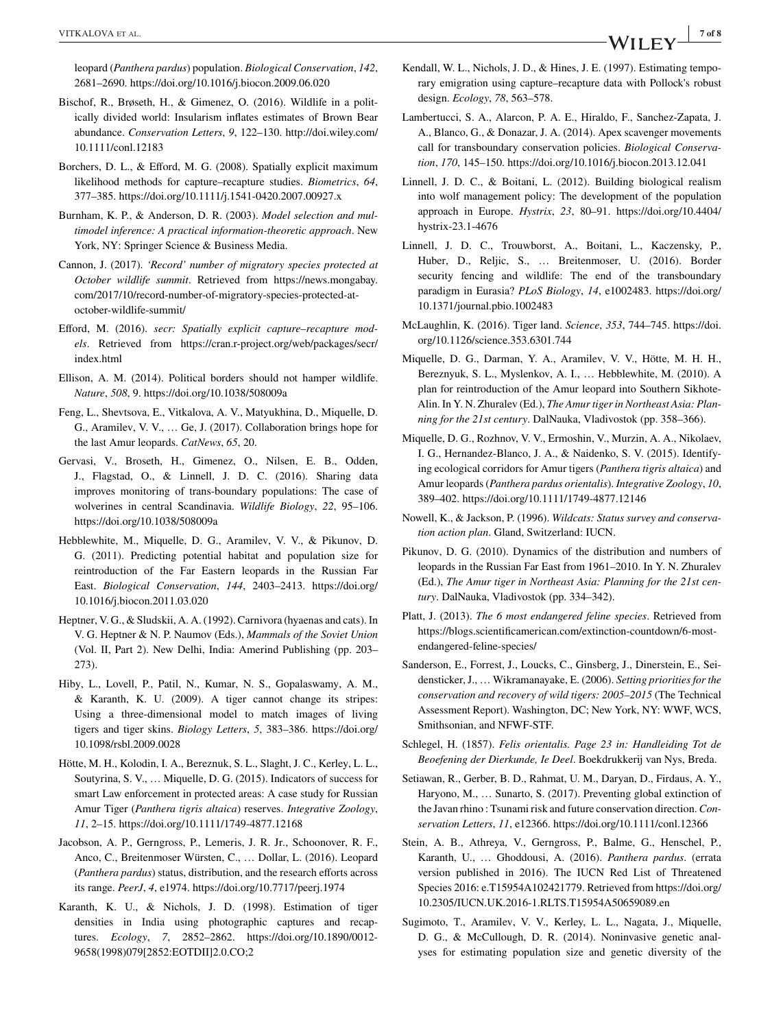leopard (*Panthera pardus*) population. *Biological Conservation*, *142*, 2681–2690. https://doi.org/10.1016/j.biocon.2009.06.020

Bischof, R., Brøseth, H., & Gimenez, O. (2016). Wildlife in a politically divided world: Insularism inflates estimates of Brown Bear abundance. *Conservation Letters*, *9*, 122–130. http://doi.wiley.com/10.1111/conl.12183

Borchers, D. L., & Efford, M. G. (2008). Spatially explicit maximum likelihood methods for capture–recapture studies. *Biometrics*, *64*, 377–385. https://doi.org/10.1111/j.1541-0420.2007.00927.x

Burnham, K. P., & Anderson, D. R. (2003). *Model selection and multimodel inference: A practical information-theoretic approach*. New York, NY: Springer Science & Business Media.

Cannon, J. (2017). *'Record' number of migratory species protected at October wildlife summit*. Retrieved from https://news.mongabay.com/2017/10/record-number-of-migratory-species-protected-at-october-wildlife-summit/

Efford, M. (2016). *secr: Spatially explicit capture–recapture models*. Retrieved from https://cran.r-project.org/web/packages/secr/index.html

Ellison, A. M. (2014). Political borders should not hamper wildlife. *Nature*, *508*, 9. https://doi.org/10.1038/508009a

Feng, L., Shevtsova, E., Vitkalova, A. V., Matyukhina, D., Miquelle, D. G., Aramilev, V. V., … Ge, J. (2017). Collaboration brings hope for the last Amur leopards. *CatNews*, *65*, 20.

Gervasi, V., Broseth, H., Gimenez, O., Nilsen, E. B., Odden, J., Flagstad, O., & Linnell, J. D. C. (2016). Sharing data improves monitoring of trans-boundary populations: The case of wolverines in central Scandinavia. *Wildlife Biology*, *22*, 95–106. https://doi.org/10.1038/508009a

Hebblewhite, M., Miquelle, D. G., Aramilev, V. V., & Pikunov, D. G. (2011). Predicting potential habitat and population size for reintroduction of the Far Eastern leopards in the Russian Far East. *Biological Conservation*, *144*, 2403–2413. https://doi.org/10.1016/j.biocon.2011.03.020

Heptner, V. G., & Sludskii, A. A. (1992). Carnivora (hyaenas and cats). In V. G. Heptner & N. P. Naumov (Eds.), *Mammals of the Soviet Union* (Vol. II, Part 2). New Delhi, India: Amerind Publishing (pp. 203–273).

Hiby, L., Lovell, P., Patil, N., Kumar, N. S., Gopalaswamy, A. M., & Karanth, K. U. (2009). A tiger cannot change its stripes: Using a three-dimensional model to match images of living tigers and tiger skins. *Biology Letters*, *5*, 383–386. https://doi.org/10.1098/rsbl.2009.0028

Hötte, M. H., Kolodin, I. A., Bereznuk, S. L., Slaght, J. C., Kerley, L. L., Soutyrina, S. V., … Miquelle, D. G. (2015). Indicators of success for smart Law enforcement in protected areas: A case study for Russian Amur Tiger (*Panthera tigris altaica*) reserves. *Integrative Zoology*, *11*, 2–15. https://doi.org/10.1111/1749-4877.12168

Jacobson, A. P., Gerngross, P., Lemeris, J. R. Jr., Schoonover, R. F., Anco, C., Breitenmoser Würsten, C., … Dollar, L. (2016). Leopard (*Panthera pardus*) status, distribution, and the research efforts across its range. *PeerJ*, *4*, e1974. https://doi.org/10.7717/peerj.1974

Karanth, K. U., & Nichols, J. D. (1998). Estimation of tiger densities in India using photographic captures and recaptures. *Ecology*, *7*, 2852–2862. https://doi.org/10.1890/0012-9658(1998)079[2852:EOTDII]2.0.CO;2

Kendall, W. L., Nichols, J. D., & Hines, J. E. (1997). Estimating temporary emigration using capture–recapture data with Pollock's robust design. *Ecology*, *78*, 563–578.

Lambertucci, S. A., Alarcon, P. A. E., Hiraldo, F., Sanchez-Zapata, J. A., Blanco, G., & Donazar, J. A. (2014). Apex scavenger movements call for transboundary conservation policies. *Biological Conservation*, *170*, 145–150. https://doi.org/10.1016/j.biocon.2013.12.041

Linnell, J. D. C., & Boitani, L. (2012). Building biological realism into wolf management policy: The development of the population approach in Europe. *Hystrix*, *23*, 80–91. https://doi.org/10.4404/hystrix-23.1-4676

Linnell, J. D. C., Trouwborst, A., Boitani, L., Kaczensky, P., Huber, D., Reljic, S., … Breitenmoser, U. (2016). Border security fencing and wildlife: The end of the transboundary paradigm in Eurasia? *PLoS Biology*, *14*, e1002483. https://doi.org/10.1371/journal.pbio.1002483

McLaughlin, K. (2016). Tiger land. *Science*, *353*, 744–745. https://doi.org/10.1126/science.353.6301.744

Miquelle, D. G., Darman, Y. A., Aramilev, V. V., Hötte, M. H. H., Bereznyuk, S. L., Myslenkov, A. I., … Hebblewhite, M. (2010). A plan for reintroduction of the Amur leopard into Southern Sikhote-Alin. In Y. N. Zhuralev (Ed.), *The Amur tiger in Northeast Asia: Planning for the 21st century*. DalNauka, Vladivostok (pp. 358–366).

Miquelle, D. G., Rozhnov, V. V., Ermoshin, V., Murzin, A. A., Nikolaev, I. G., Hernandez-Blanco, J. A., & Naidenko, S. V. (2015). Identifying ecological corridors for Amur tigers (*Panthera tigris altaica*) and Amur leopards (*Panthera pardus orientalis*). *Integrative Zoology*, *10*, 389–402. https://doi.org/10.1111/1749-4877.12146

Nowell, K., & Jackson, P. (1996). *Wildcats: Status survey and conservation action plan*. Gland, Switzerland: IUCN.

Pikunov, D. G. (2010). Dynamics of the distribution and numbers of leopards in the Russian Far East from 1961–2010. In Y. N. Zhuralev (Ed.), *The Amur tiger in Northeast Asia: Planning for the 21st century*. DalNauka, Vladivostok (pp. 334–342).

Platt, J. (2013). *The 6 most endangered feline species*. Retrieved from https://blogs.scientificamerican.com/extinction-countdown/6-most-endangered-feline-species/

Sanderson, E., Forrest, J., Loucks, C., Ginsberg, J., Dinerstein, E., Seidensticker, J., … Wikramanayake, E. (2006). *Setting priorities for the conservation and recovery of wild tigers: 2005–2015* (The Technical Assessment Report). Washington, DC; New York, NY: WWF, WCS, Smithsonian, and NFWF-STF.

Schlegel, H. (1857). *Felis orientalis. Page 23 in: Handleiding Tot de Beoefening der Dierkunde, Ie Deel*. Boekdrukkerij van Nys, Breda.

Setiawan, R., Gerber, B. D., Rahmat, U. M., Daryan, D., Firdaus, A. Y., Haryono, M., … Sunarto, S. (2017). Preventing global extinction of the Javan rhino : Tsunami risk and future conservation direction. *Conservation Letters*, *11*, e12366. https://doi.org/10.1111/conl.12366

Stein, A. B., Athreya, V., Gerngross, P., Balme, G., Henschel, P., Karanth, U., … Ghoddousi, A. (2016). *Panthera pardus*. (errata version published in 2016). The IUCN Red List of Threatened Species 2016: e.T15954A102421779. Retrieved from https://doi.org/10.2305/IUCN.UK.2016-1.RLTS.T15954A50659089.en

Sugimoto, T., Aramilev, V. V., Kerley, L. L., Nagata, J., Miquelle, D. G., & McCullough, D. R. (2014). Noninvasive genetic analyses for estimating population size and genetic diversity of the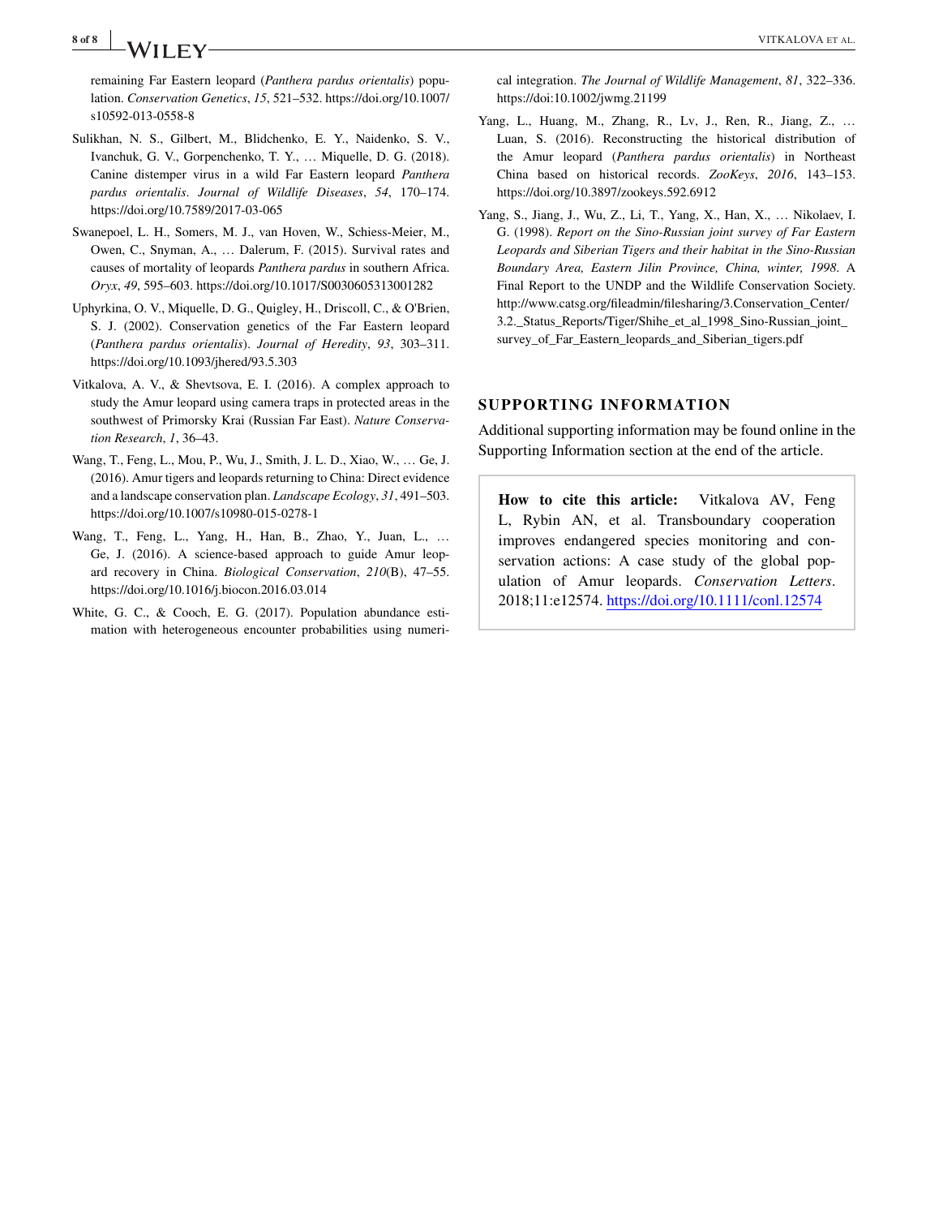remaining Far Eastern leopard (*Panthera pardus orientalis*) population. *Conservation Genetics*, *15*, 521–532. https://doi.org/10.1007/s10592-013-0558-8

Sulikhan, N. S., Gilbert, M., Blidchenko, E. Y., Naidenko, S. V., Ivanchuk, G. V., Gorpenchenko, T. Y., … Miquelle, D. G. (2018). Canine distemper virus in a wild Far Eastern leopard *Panthera pardus orientalis*. *Journal of Wildlife Diseases*, *54*, 170–174. https://doi.org/10.7589/2017-03-065

Swanepoel, L. H., Somers, M. J., van Hoven, W., Schiess-Meier, M., Owen, C., Snyman, A., … Dalerum, F. (2015). Survival rates and causes of mortality of leopards *Panthera pardus* in southern Africa. *Oryx*, *49*, 595–603. https://doi.org/10.1017/S0030605313001282

Uphyrkina, O. V., Miquelle, D. G., Quigley, H., Driscoll, C., & O'Brien, S. J. (2002). Conservation genetics of the Far Eastern leopard (*Panthera pardus orientalis*). *Journal of Heredity*, *93*, 303–311. https://doi.org/10.1093/jhered/93.5.303

Vitkalova, A. V., & Shevtsova, E. I. (2016). A complex approach to study the Amur leopard using camera traps in protected areas in the southwest of Primorsky Krai (Russian Far East). *Nature Conservation Research*, *1*, 36–43.

Wang, T., Feng, L., Mou, P., Wu, J., Smith, J. L. D., Xiao, W., … Ge, J. (2016). Amur tigers and leopards returning to China: Direct evidence and a landscape conservation plan. *Landscape Ecology*, *31*, 491–503. https://doi.org/10.1007/s10980-015-0278-1

Wang, T., Feng, L., Yang, H., Han, B., Zhao, Y., Juan, L., … Ge, J. (2016). A science-based approach to guide Amur leopard recovery in China. *Biological Conservation*, *210*(B), 47–55. https://doi.org/10.1016/j.biocon.2016.03.014

White, G. C., & Cooch, E. G. (2017). Population abundance estimation with heterogeneous encounter probabilities using numerical integration. *The Journal of Wildlife Management*, *81*, 322–336. https://doi:10.1002/jwmg.21199

Yang, L., Huang, M., Zhang, R., Lv, J., Ren, R., Jiang, Z., … Luan, S. (2016). Reconstructing the historical distribution of the Amur leopard (*Panthera pardus orientalis*) in Northeast China based on historical records. *ZooKeys*, *2016*, 143–153. https://doi.org/10.3897/zookeys.592.6912

Yang, S., Jiang, J., Wu, Z., Li, T., Yang, X., Han, X., … Nikolaev, I. G. (1998). *Report on the Sino-Russian joint survey of Far Eastern Leopards and Siberian Tigers and their habitat in the Sino-Russian Boundary Area, Eastern Jilin Province, China, winter, 1998*. A Final Report to the UNDP and the Wildlife Conservation Society. http://www.catsg.org/fileadmin/filesharing/3.Conservation_Center/3.2._Status_Reports/Tiger/Shihe_et_al_1998_Sino-Russian_joint_survey_of_Far_Eastern_leopards_and_Siberian_tigers.pdf

## SUPPORTING INFORMATION

Additional supporting information may be found online in the Supporting Information section at the end of the article.

**How to cite this article:** Vitkalova AV, Feng L, Rybin AN, et al. Transboundary cooperation improves endangered species monitoring and conservation actions: A case study of the global population of Amur leopards. *Conservation Letters*. 2018;11:e12574. https://doi.org/10.1111/conl.12574